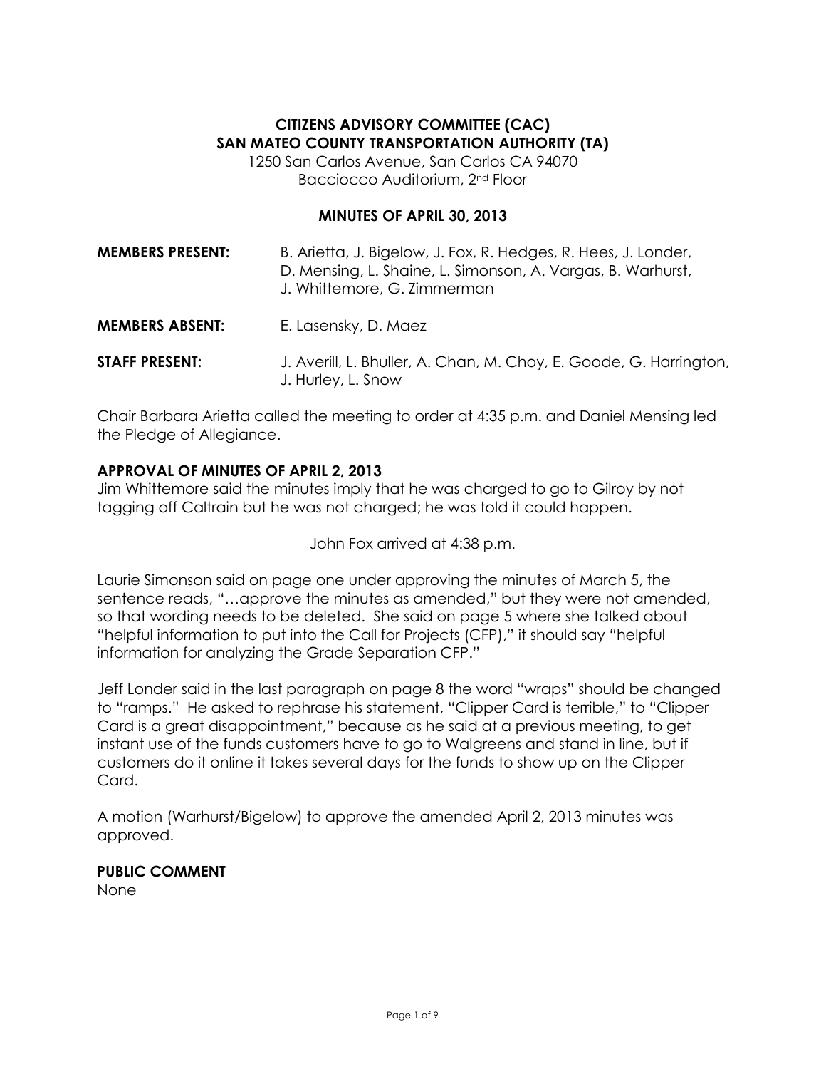# CITIZENS ADVISORY COMMITTEE (CAC)
# SAN MATEO COUNTY TRANSPORTATION AUTHORITY (TA)

1250 San Carlos Avenue, San Carlos CA 94070
Bacciocco Auditorium, 2nd Floor

## MINUTES OF APRIL 30, 2013

**MEMBERS PRESENT:** B. Arietta, J. Bigelow, J. Fox, R. Hedges, R. Hees, J. Londer, D. Mensing, L. Shaine, L. Simonson, A. Vargas, B. Warhurst, J. Whittemore, G. Zimmerman

**MEMBERS ABSENT:** E. Lasensky, D. Maez

**STAFF PRESENT:** J. Averill, L. Bhuller, A. Chan, M. Choy, E. Goode, G. Harrington, J. Hurley, L. Snow

Chair Barbara Arietta called the meeting to order at 4:35 p.m. and Daniel Mensing led the Pledge of Allegiance.

**APPROVAL OF MINUTES OF APRIL 2, 2013**

Jim Whittemore said the minutes imply that he was charged to go to Gilroy by not tagging off Caltrain but he was not charged; he was told it could happen.

John Fox arrived at 4:38 p.m.

Laurie Simonson said on page one under approving the minutes of March 5, the sentence reads, "…approve the minutes as amended," but they were not amended, so that wording needs to be deleted. She said on page 5 where she talked about "helpful information to put into the Call for Projects (CFP)," it should say "helpful information for analyzing the Grade Separation CFP."

Jeff Londer said in the last paragraph on page 8 the word "wraps" should be changed to "ramps." He asked to rephrase his statement, "Clipper Card is terrible," to "Clipper Card is a great disappointment," because as he said at a previous meeting, to get instant use of the funds customers have to go to Walgreens and stand in line, but if customers do it online it takes several days for the funds to show up on the Clipper Card.

A motion (Warhurst/Bigelow) to approve the amended April 2, 2013 minutes was approved.

**PUBLIC COMMENT**

None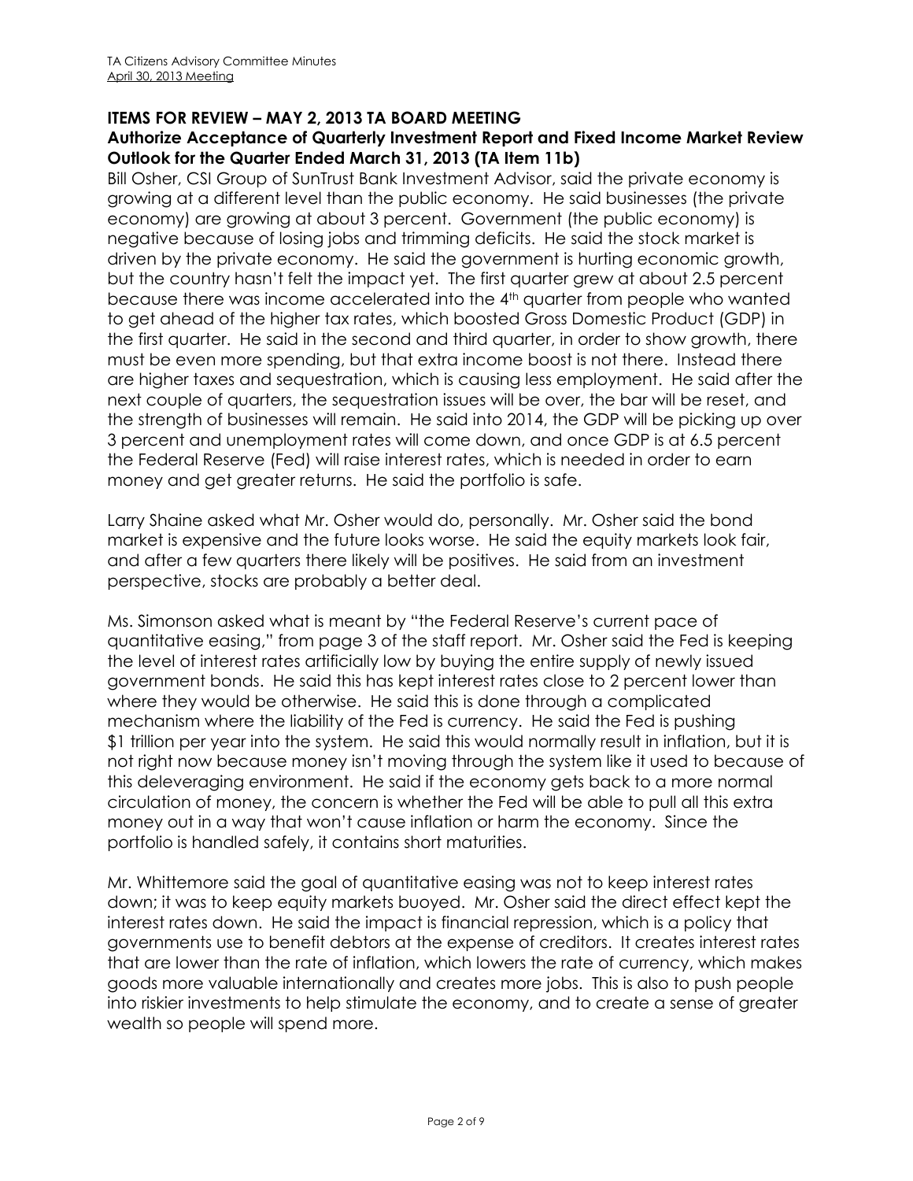## ITEMS FOR REVIEW – MAY 2, 2013 TA BOARD MEETING

### Authorize Acceptance of Quarterly Investment Report and Fixed Income Market Review Outlook for the Quarter Ended March 31, 2013 (TA Item 11b)

Bill Osher, CSI Group of SunTrust Bank Investment Advisor, said the private economy is growing at a different level than the public economy. He said businesses (the private economy) are growing at about 3 percent. Government (the public economy) is negative because of losing jobs and trimming deficits. He said the stock market is driven by the private economy. He said the government is hurting economic growth, but the country hasn't felt the impact yet. The first quarter grew at about 2.5 percent because there was income accelerated into the 4th quarter from people who wanted to get ahead of the higher tax rates, which boosted Gross Domestic Product (GDP) in the first quarter. He said in the second and third quarter, in order to show growth, there must be even more spending, but that extra income boost is not there. Instead there are higher taxes and sequestration, which is causing less employment. He said after the next couple of quarters, the sequestration issues will be over, the bar will be reset, and the strength of businesses will remain. He said into 2014, the GDP will be picking up over 3 percent and unemployment rates will come down, and once GDP is at 6.5 percent the Federal Reserve (Fed) will raise interest rates, which is needed in order to earn money and get greater returns. He said the portfolio is safe.

Larry Shaine asked what Mr. Osher would do, personally. Mr. Osher said the bond market is expensive and the future looks worse. He said the equity markets look fair, and after a few quarters there likely will be positives. He said from an investment perspective, stocks are probably a better deal.

Ms. Simonson asked what is meant by "the Federal Reserve's current pace of quantitative easing," from page 3 of the staff report. Mr. Osher said the Fed is keeping the level of interest rates artificially low by buying the entire supply of newly issued government bonds. He said this has kept interest rates close to 2 percent lower than where they would be otherwise. He said this is done through a complicated mechanism where the liability of the Fed is currency. He said the Fed is pushing $1 trillion per year into the system. He said this would normally result in inflation, but it is not right now because money isn't moving through the system like it used to because of this deleveraging environment. He said if the economy gets back to a more normal circulation of money, the concern is whether the Fed will be able to pull all this extra money out in a way that won't cause inflation or harm the economy. Since the portfolio is handled safely, it contains short maturities.

Mr. Whittemore said the goal of quantitative easing was not to keep interest rates down; it was to keep equity markets buoyed. Mr. Osher said the direct effect kept the interest rates down. He said the impact is financial repression, which is a policy that governments use to benefit debtors at the expense of creditors. It creates interest rates that are lower than the rate of inflation, which lowers the rate of currency, which makes goods more valuable internationally and creates more jobs. This is also to push people into riskier investments to help stimulate the economy, and to create a sense of greater wealth so people will spend more.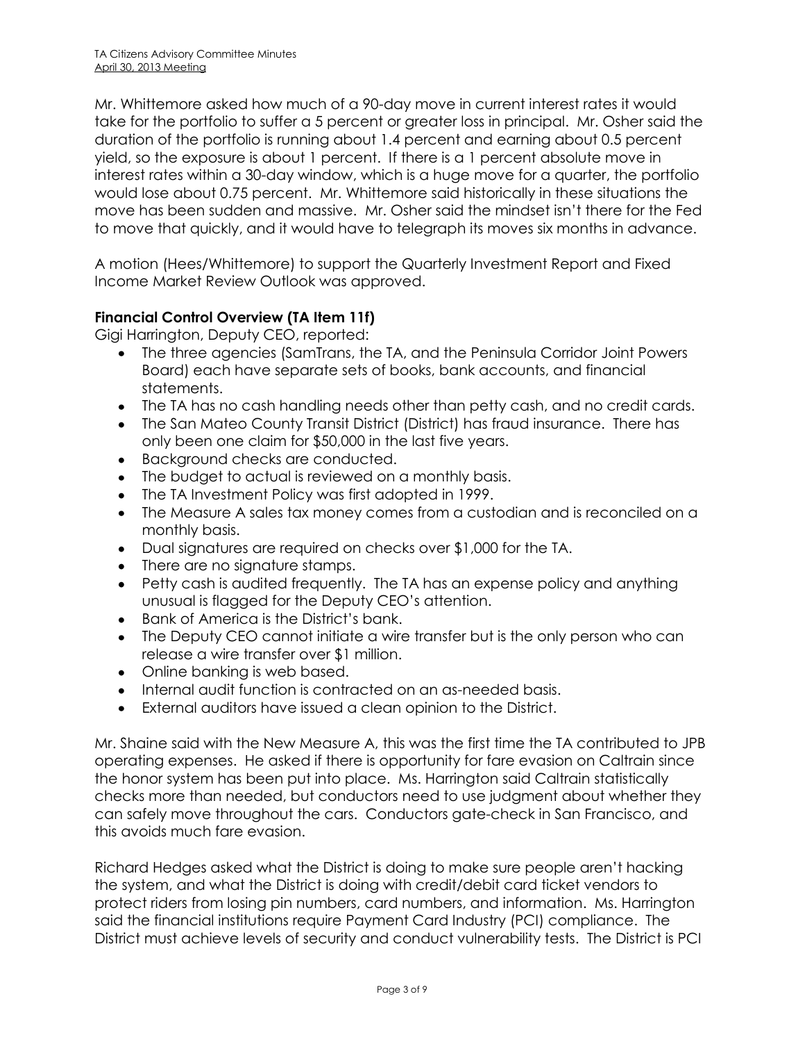Mr. Whittemore asked how much of a 90-day move in current interest rates it would take for the portfolio to suffer a 5 percent or greater loss in principal. Mr. Osher said the duration of the portfolio is running about 1.4 percent and earning about 0.5 percent yield, so the exposure is about 1 percent. If there is a 1 percent absolute move in interest rates within a 30-day window, which is a huge move for a quarter, the portfolio would lose about 0.75 percent. Mr. Whittemore said historically in these situations the move has been sudden and massive. Mr. Osher said the mindset isn't there for the Fed to move that quickly, and it would have to telegraph its moves six months in advance.

A motion (Hees/Whittemore) to support the Quarterly Investment Report and Fixed Income Market Review Outlook was approved.

**Financial Control Overview (TA Item 11f)**

Gigi Harrington, Deputy CEO, reported:

- The three agencies (SamTrans, the TA, and the Peninsula Corridor Joint Powers Board) each have separate sets of books, bank accounts, and financial statements.
- The TA has no cash handling needs other than petty cash, and no credit cards.
- The San Mateo County Transit District (District) has fraud insurance. There has only been one claim for $50,000 in the last five years.
- Background checks are conducted.
- The budget to actual is reviewed on a monthly basis.
- The TA Investment Policy was first adopted in 1999.
- The Measure A sales tax money comes from a custodian and is reconciled on a monthly basis.
- Dual signatures are required on checks over $1,000 for the TA.
- There are no signature stamps.
- Petty cash is audited frequently. The TA has an expense policy and anything unusual is flagged for the Deputy CEO's attention.
- Bank of America is the District's bank.
- The Deputy CEO cannot initiate a wire transfer but is the only person who can release a wire transfer over $1 million.
- Online banking is web based.
- Internal audit function is contracted on an as-needed basis.
- External auditors have issued a clean opinion to the District.

Mr. Shaine said with the New Measure A, this was the first time the TA contributed to JPB operating expenses. He asked if there is opportunity for fare evasion on Caltrain since the honor system has been put into place. Ms. Harrington said Caltrain statistically checks more than needed, but conductors need to use judgment about whether they can safely move throughout the cars. Conductors gate-check in San Francisco, and this avoids much fare evasion.

Richard Hedges asked what the District is doing to make sure people aren't hacking the system, and what the District is doing with credit/debit card ticket vendors to protect riders from losing pin numbers, card numbers, and information. Ms. Harrington said the financial institutions require Payment Card Industry (PCI) compliance. The District must achieve levels of security and conduct vulnerability tests. The District is PCI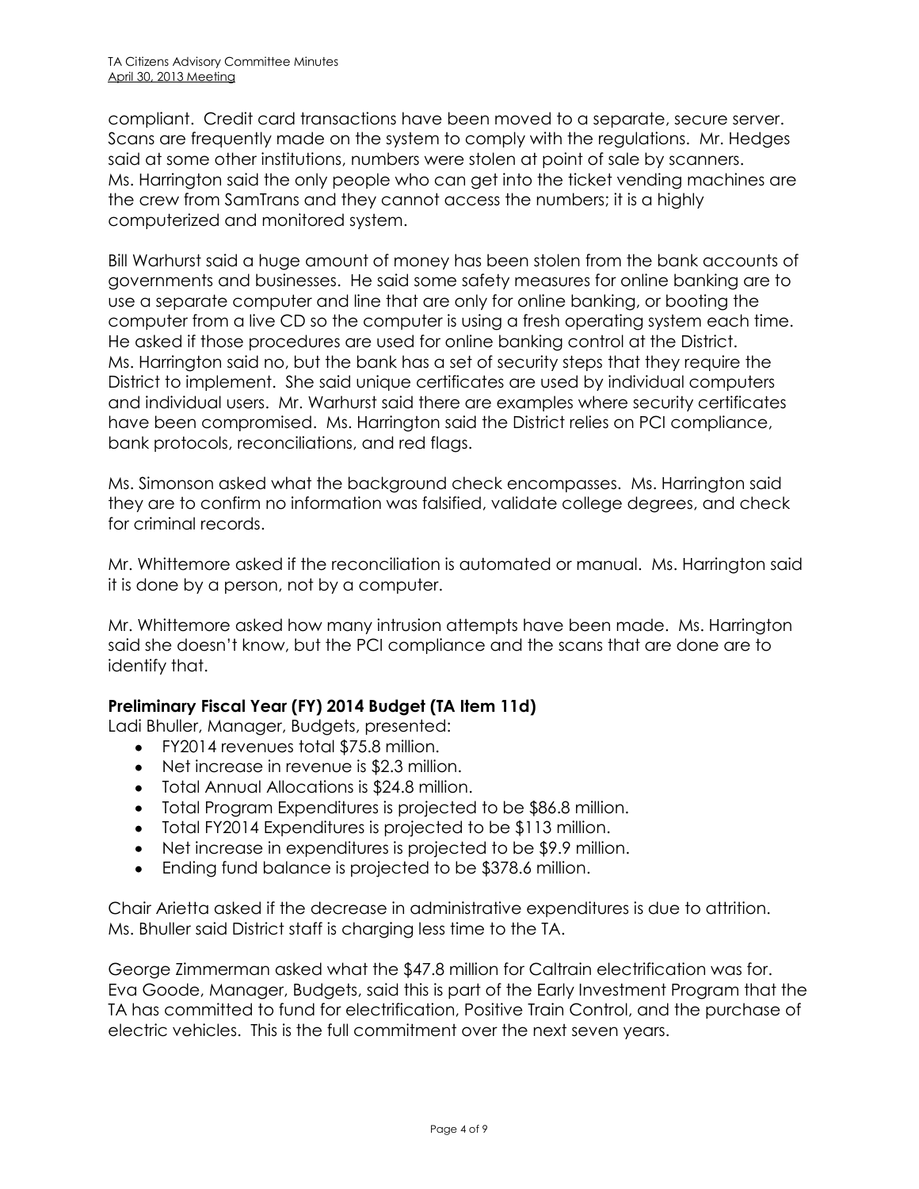compliant. Credit card transactions have been moved to a separate, secure server. Scans are frequently made on the system to comply with the regulations. Mr. Hedges said at some other institutions, numbers were stolen at point of sale by scanners. Ms. Harrington said the only people who can get into the ticket vending machines are the crew from SamTrans and they cannot access the numbers; it is a highly computerized and monitored system.

Bill Warhurst said a huge amount of money has been stolen from the bank accounts of governments and businesses. He said some safety measures for online banking are to use a separate computer and line that are only for online banking, or booting the computer from a live CD so the computer is using a fresh operating system each time. He asked if those procedures are used for online banking control at the District. Ms. Harrington said no, but the bank has a set of security steps that they require the District to implement. She said unique certificates are used by individual computers and individual users. Mr. Warhurst said there are examples where security certificates have been compromised. Ms. Harrington said the District relies on PCI compliance, bank protocols, reconciliations, and red flags.

Ms. Simonson asked what the background check encompasses. Ms. Harrington said they are to confirm no information was falsified, validate college degrees, and check for criminal records.

Mr. Whittemore asked if the reconciliation is automated or manual. Ms. Harrington said it is done by a person, not by a computer.

Mr. Whittemore asked how many intrusion attempts have been made. Ms. Harrington said she doesn't know, but the PCI compliance and the scans that are done are to identify that.

**Preliminary Fiscal Year (FY) 2014 Budget (TA Item 11d)**

Ladi Bhuller, Manager, Budgets, presented:

- FY2014 revenues total $75.8 million.
- Net increase in revenue is $2.3 million.
- Total Annual Allocations is $24.8 million.
- Total Program Expenditures is projected to be $86.8 million.
- Total FY2014 Expenditures is projected to be $113 million.
- Net increase in expenditures is projected to be $9.9 million.
- Ending fund balance is projected to be $378.6 million.

Chair Arietta asked if the decrease in administrative expenditures is due to attrition. Ms. Bhuller said District staff is charging less time to the TA.

George Zimmerman asked what the $47.8 million for Caltrain electrification was for. Eva Goode, Manager, Budgets, said this is part of the Early Investment Program that the TA has committed to fund for electrification, Positive Train Control, and the purchase of electric vehicles. This is the full commitment over the next seven years.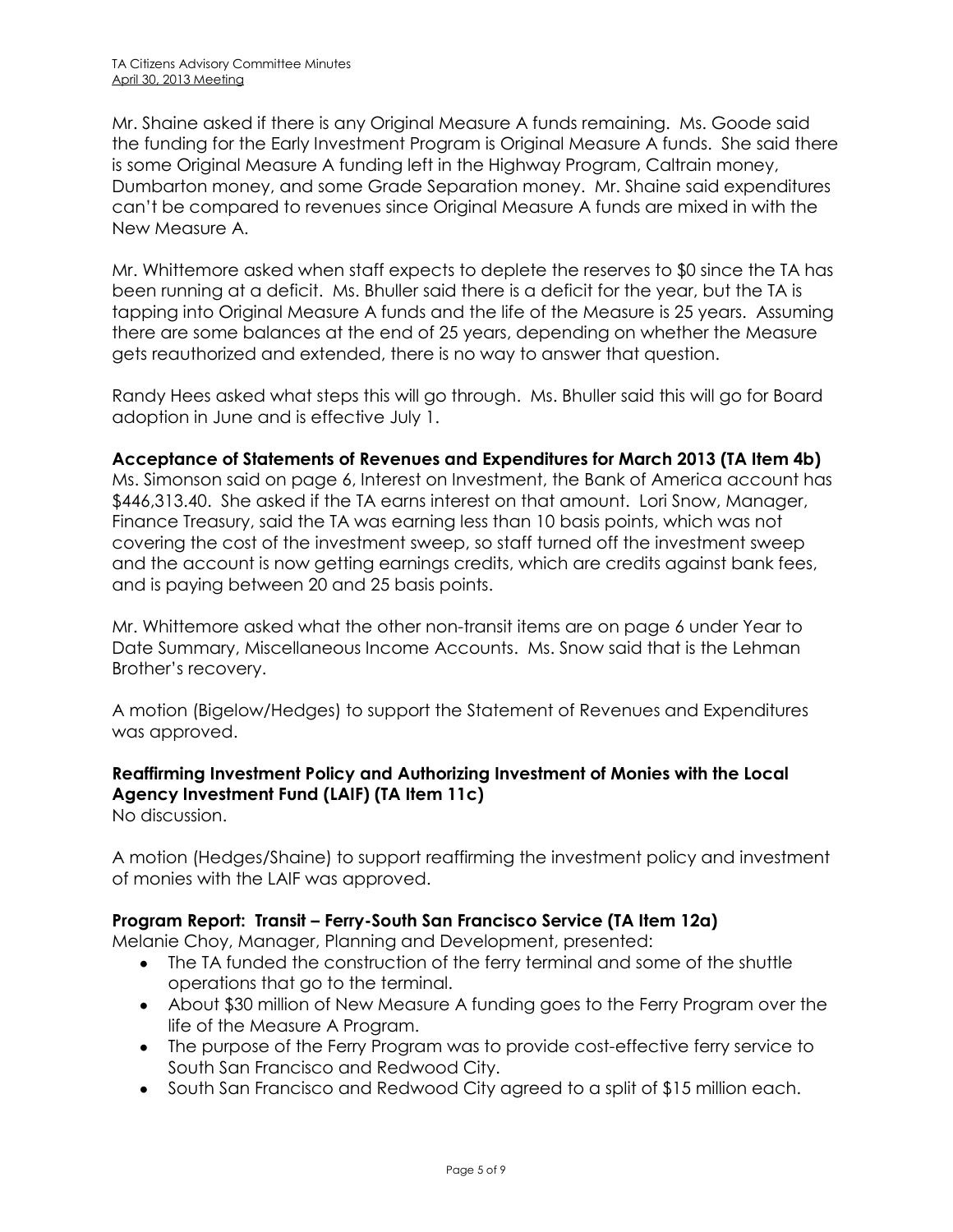Mr. Shaine asked if there is any Original Measure A funds remaining. Ms. Goode said the funding for the Early Investment Program is Original Measure A funds. She said there is some Original Measure A funding left in the Highway Program, Caltrain money, Dumbarton money, and some Grade Separation money. Mr. Shaine said expenditures can't be compared to revenues since Original Measure A funds are mixed in with the New Measure A.

Mr. Whittemore asked when staff expects to deplete the reserves to $0 since the TA has been running at a deficit. Ms. Bhuller said there is a deficit for the year, but the TA is tapping into Original Measure A funds and the life of the Measure is 25 years. Assuming there are some balances at the end of 25 years, depending on whether the Measure gets reauthorized and extended, there is no way to answer that question.

Randy Hees asked what steps this will go through. Ms. Bhuller said this will go for Board adoption in June and is effective July 1.

**Acceptance of Statements of Revenues and Expenditures for March 2013 (TA Item 4b)**

Ms. Simonson said on page 6, Interest on Investment, the Bank of America account has $446,313.40. She asked if the TA earns interest on that amount. Lori Snow, Manager, Finance Treasury, said the TA was earning less than 10 basis points, which was not covering the cost of the investment sweep, so staff turned off the investment sweep and the account is now getting earnings credits, which are credits against bank fees, and is paying between 20 and 25 basis points.

Mr. Whittemore asked what the other non-transit items are on page 6 under Year to Date Summary, Miscellaneous Income Accounts. Ms. Snow said that is the Lehman Brother's recovery.

A motion (Bigelow/Hedges) to support the Statement of Revenues and Expenditures was approved.

**Reaffirming Investment Policy and Authorizing Investment of Monies with the Local Agency Investment Fund (LAIF) (TA Item 11c)**

No discussion.

A motion (Hedges/Shaine) to support reaffirming the investment policy and investment of monies with the LAIF was approved.

**Program Report: Transit – Ferry-South San Francisco Service (TA Item 12a)**

Melanie Choy, Manager, Planning and Development, presented:

- The TA funded the construction of the ferry terminal and some of the shuttle operations that go to the terminal.
- About $30 million of New Measure A funding goes to the Ferry Program over the life of the Measure A Program.
- The purpose of the Ferry Program was to provide cost-effective ferry service to South San Francisco and Redwood City.
- South San Francisco and Redwood City agreed to a split of $15 million each.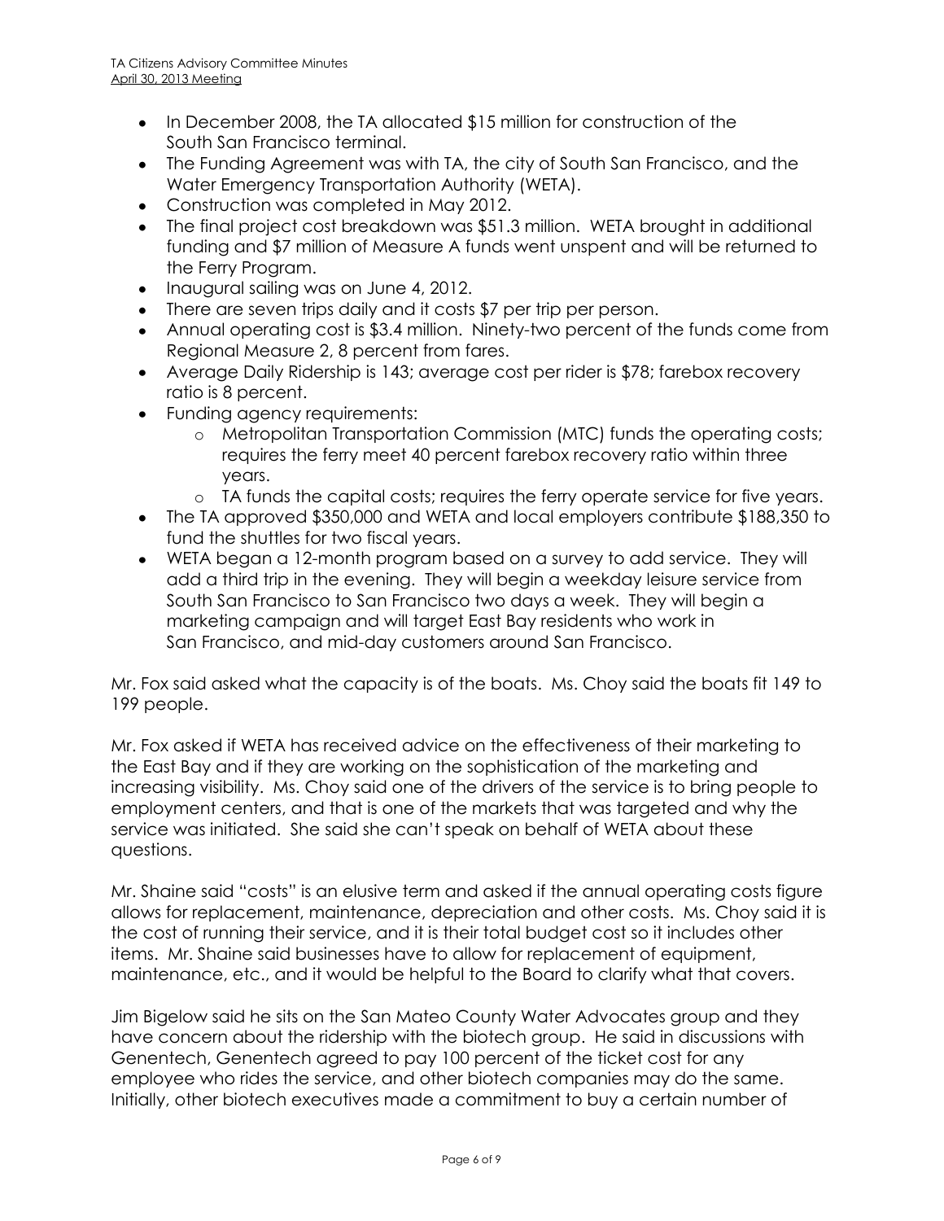- In December 2008, the TA allocated \$15 million for construction of the South San Francisco terminal.
- The Funding Agreement was with TA, the city of South San Francisco, and the Water Emergency Transportation Authority (WETA).
- Construction was completed in May 2012.
- The final project cost breakdown was \$51.3 million. WETA brought in additional funding and \$7 million of Measure A funds went unspent and will be returned to the Ferry Program.
- Inaugural sailing was on June 4, 2012.
- There are seven trips daily and it costs \$7 per trip per person.
- Annual operating cost is \$3.4 million. Ninety-two percent of the funds come from Regional Measure 2, 8 percent from fares.
- Average Daily Ridership is 143; average cost per rider is \$78; farebox recovery ratio is 8 percent.
- Funding agency requirements:
  - Metropolitan Transportation Commission (MTC) funds the operating costs; requires the ferry meet 40 percent farebox recovery ratio within three years.
  - TA funds the capital costs; requires the ferry operate service for five years.
- The TA approved \$350,000 and WETA and local employers contribute \$188,350 to fund the shuttles for two fiscal years.
- WETA began a 12-month program based on a survey to add service. They will add a third trip in the evening. They will begin a weekday leisure service from South San Francisco to San Francisco two days a week. They will begin a marketing campaign and will target East Bay residents who work in San Francisco, and mid-day customers around San Francisco.

Mr. Fox said asked what the capacity is of the boats. Ms. Choy said the boats fit 149 to 199 people.

Mr. Fox asked if WETA has received advice on the effectiveness of their marketing to the East Bay and if they are working on the sophistication of the marketing and increasing visibility. Ms. Choy said one of the drivers of the service is to bring people to employment centers, and that is one of the markets that was targeted and why the service was initiated. She said she can't speak on behalf of WETA about these questions.

Mr. Shaine said "costs" is an elusive term and asked if the annual operating costs figure allows for replacement, maintenance, depreciation and other costs. Ms. Choy said it is the cost of running their service, and it is their total budget cost so it includes other items. Mr. Shaine said businesses have to allow for replacement of equipment, maintenance, etc., and it would be helpful to the Board to clarify what that covers.

Jim Bigelow said he sits on the San Mateo County Water Advocates group and they have concern about the ridership with the biotech group. He said in discussions with Genentech, Genentech agreed to pay 100 percent of the ticket cost for any employee who rides the service, and other biotech companies may do the same. Initially, other biotech executives made a commitment to buy a certain number of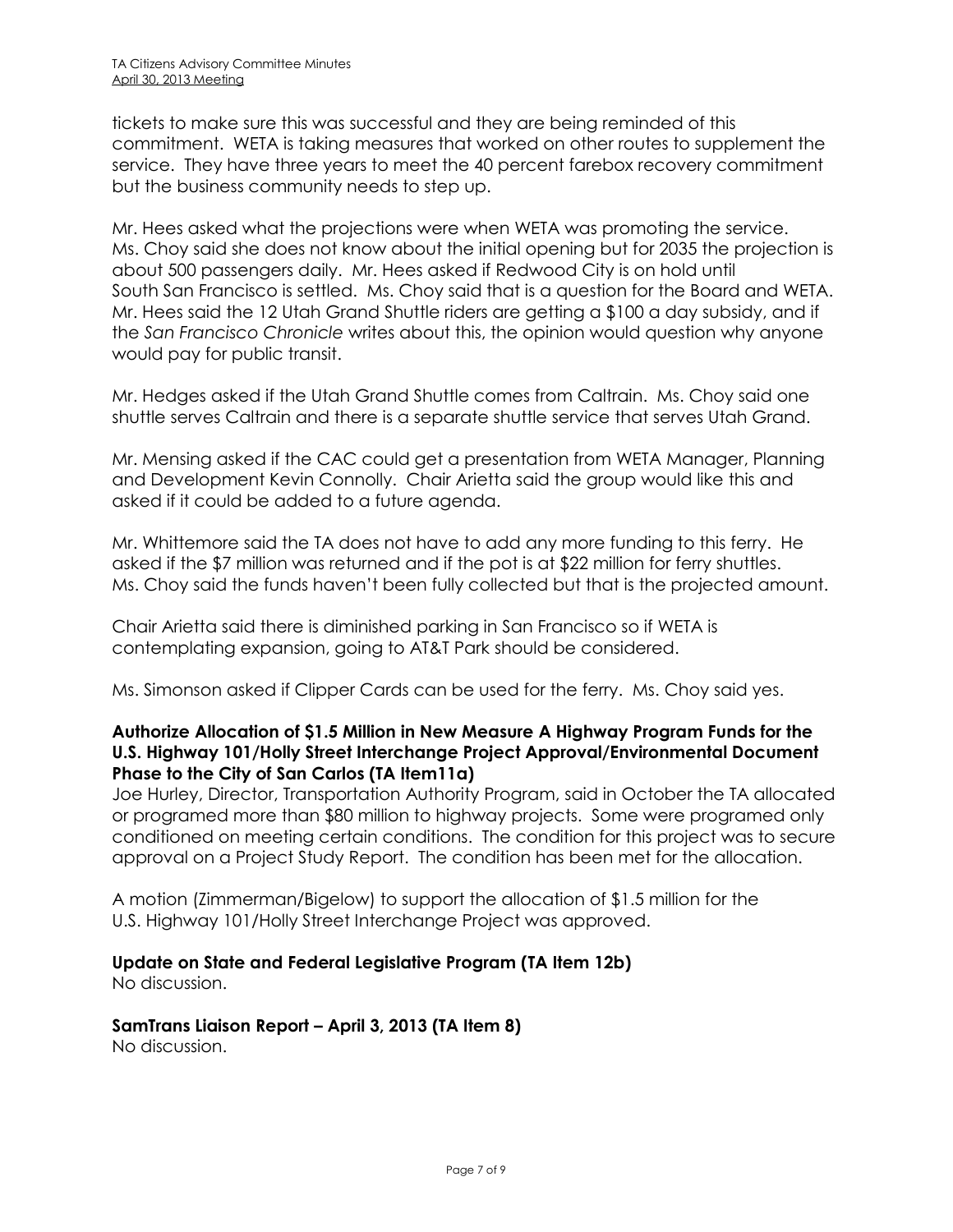tickets to make sure this was successful and they are being reminded of this commitment. WETA is taking measures that worked on other routes to supplement the service. They have three years to meet the 40 percent farebox recovery commitment but the business community needs to step up.

Mr. Hees asked what the projections were when WETA was promoting the service. Ms. Choy said she does not know about the initial opening but for 2035 the projection is about 500 passengers daily. Mr. Hees asked if Redwood City is on hold until South San Francisco is settled. Ms. Choy said that is a question for the Board and WETA. Mr. Hees said the 12 Utah Grand Shuttle riders are getting a $100 a day subsidy, and if the *San Francisco Chronicle* writes about this, the opinion would question why anyone would pay for public transit.

Mr. Hedges asked if the Utah Grand Shuttle comes from Caltrain. Ms. Choy said one shuttle serves Caltrain and there is a separate shuttle service that serves Utah Grand.

Mr. Mensing asked if the CAC could get a presentation from WETA Manager, Planning and Development Kevin Connolly. Chair Arietta said the group would like this and asked if it could be added to a future agenda.

Mr. Whittemore said the TA does not have to add any more funding to this ferry. He asked if the $7 million was returned and if the pot is at $22 million for ferry shuttles. Ms. Choy said the funds haven't been fully collected but that is the projected amount.

Chair Arietta said there is diminished parking in San Francisco so if WETA is contemplating expansion, going to AT&T Park should be considered.

Ms. Simonson asked if Clipper Cards can be used for the ferry. Ms. Choy said yes.

**Authorize Allocation of $1.5 Million in New Measure A Highway Program Funds for the U.S. Highway 101/Holly Street Interchange Project Approval/Environmental Document Phase to the City of San Carlos (TA Item11a)**

Joe Hurley, Director, Transportation Authority Program, said in October the TA allocated or programed more than $80 million to highway projects. Some were programed only conditioned on meeting certain conditions. The condition for this project was to secure approval on a Project Study Report. The condition has been met for the allocation.

A motion (Zimmerman/Bigelow) to support the allocation of $1.5 million for the U.S. Highway 101/Holly Street Interchange Project was approved.

**Update on State and Federal Legislative Program (TA Item 12b)**

No discussion.

**SamTrans Liaison Report – April 3, 2013 (TA Item 8)**

No discussion.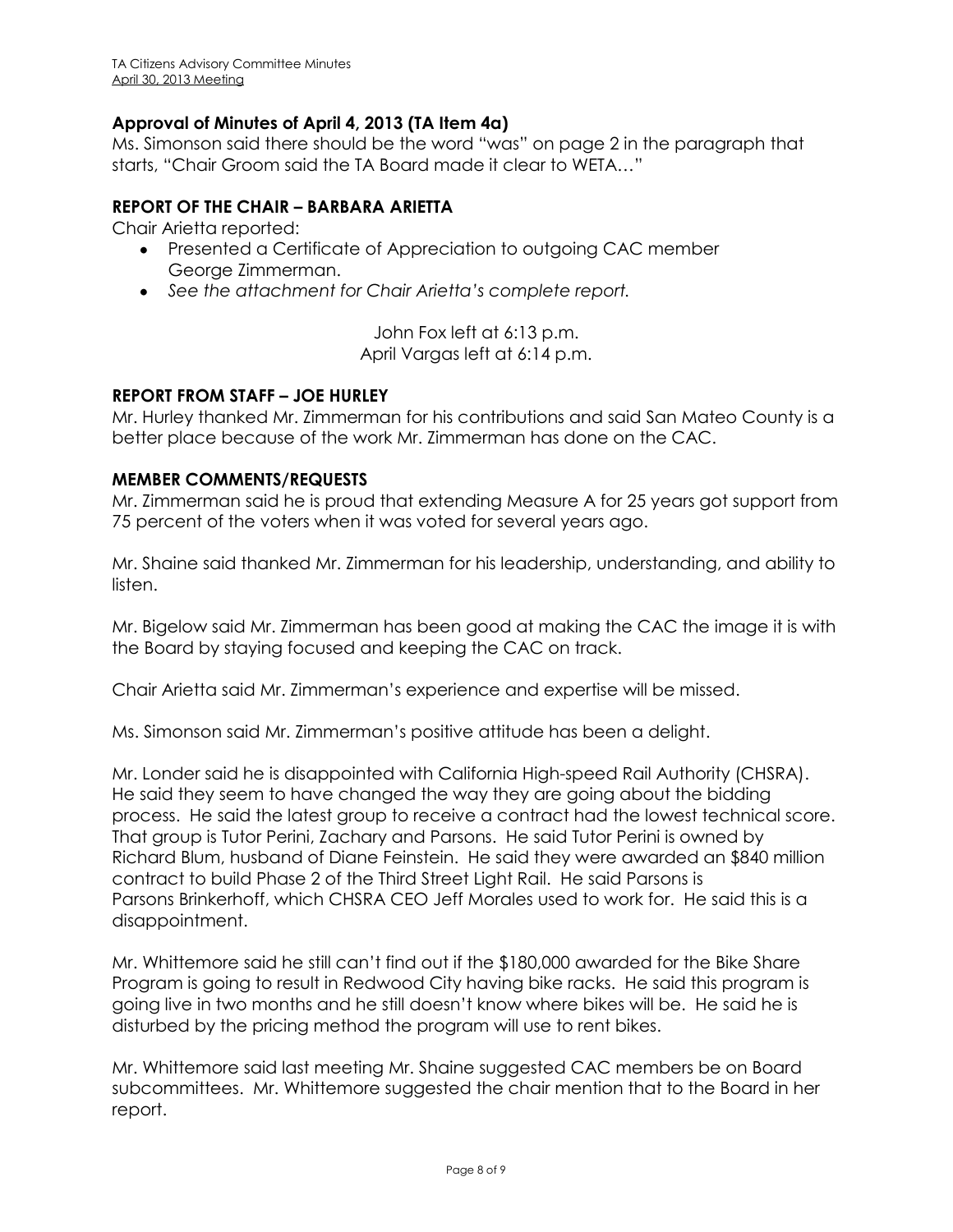### Approval of Minutes of April 4, 2013 (TA Item 4a)

Ms. Simonson said there should be the word "was" on page 2 in the paragraph that starts, "Chair Groom said the TA Board made it clear to WETA…"

### REPORT OF THE CHAIR – BARBARA ARIETTA

Chair Arietta reported:

- Presented a Certificate of Appreciation to outgoing CAC member George Zimmerman.
- *See the attachment for Chair Arietta's complete report.*

John Fox left at 6:13 p.m.
April Vargas left at 6:14 p.m.

### REPORT FROM STAFF – JOE HURLEY

Mr. Hurley thanked Mr. Zimmerman for his contributions and said San Mateo County is a better place because of the work Mr. Zimmerman has done on the CAC.

### MEMBER COMMENTS/REQUESTS

Mr. Zimmerman said he is proud that extending Measure A for 25 years got support from 75 percent of the voters when it was voted for several years ago.

Mr. Shaine said thanked Mr. Zimmerman for his leadership, understanding, and ability to listen.

Mr. Bigelow said Mr. Zimmerman has been good at making the CAC the image it is with the Board by staying focused and keeping the CAC on track.

Chair Arietta said Mr. Zimmerman's experience and expertise will be missed.

Ms. Simonson said Mr. Zimmerman's positive attitude has been a delight.

Mr. Londer said he is disappointed with California High-speed Rail Authority (CHSRA). He said they seem to have changed the way they are going about the bidding process. He said the latest group to receive a contract had the lowest technical score. That group is Tutor Perini, Zachary and Parsons. He said Tutor Perini is owned by Richard Blum, husband of Diane Feinstein. He said they were awarded an $840 million contract to build Phase 2 of the Third Street Light Rail. He said Parsons is Parsons Brinkerhoff, which CHSRA CEO Jeff Morales used to work for. He said this is a disappointment.

Mr. Whittemore said he still can't find out if the $180,000 awarded for the Bike Share Program is going to result in Redwood City having bike racks. He said this program is going live in two months and he still doesn't know where bikes will be. He said he is disturbed by the pricing method the program will use to rent bikes.

Mr. Whittemore said last meeting Mr. Shaine suggested CAC members be on Board subcommittees. Mr. Whittemore suggested the chair mention that to the Board in her report.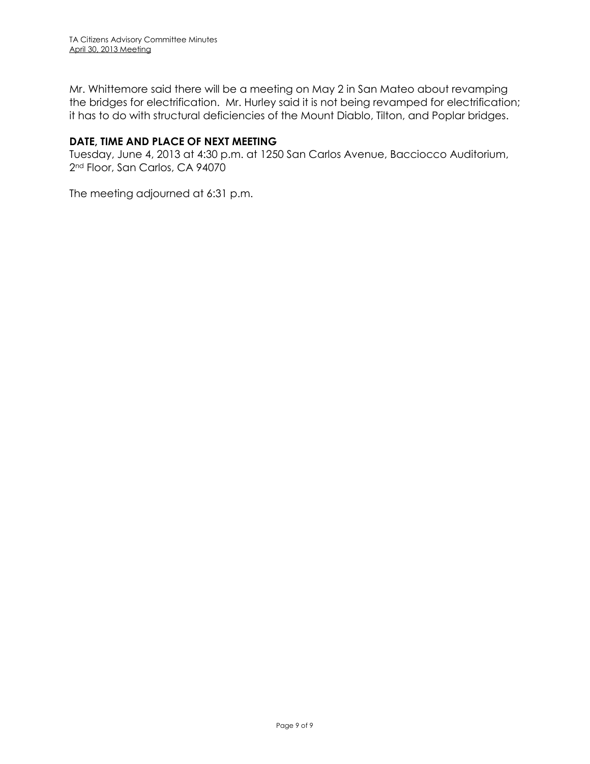Mr. Whittemore said there will be a meeting on May 2 in San Mateo about revamping the bridges for electrification. Mr. Hurley said it is not being revamped for electrification; it has to do with structural deficiencies of the Mount Diablo, Tilton, and Poplar bridges.

**DATE, TIME AND PLACE OF NEXT MEETING**

Tuesday, June 4, 2013 at 4:30 p.m. at 1250 San Carlos Avenue, Bacciocco Auditorium, 2nd Floor, San Carlos, CA 94070

The meeting adjourned at 6:31 p.m.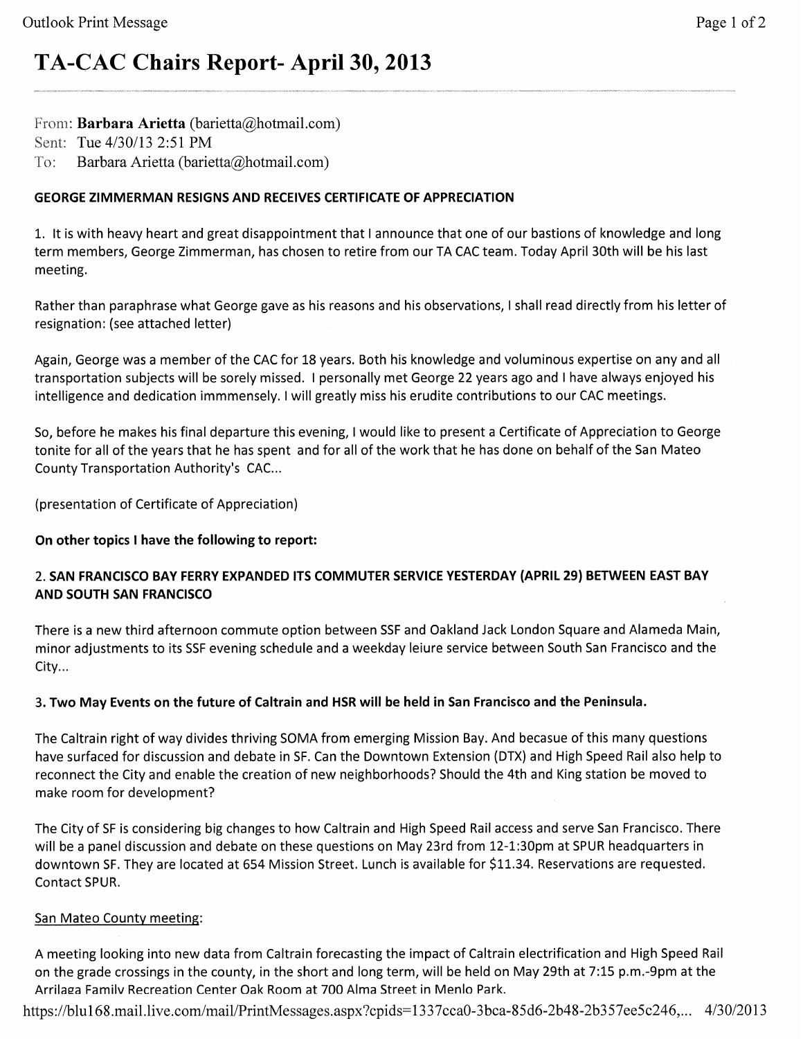# TA-CAC Chairs Report- April 30, 2013

From: **Barbara Arietta** (barietta@hotmail.com)
Sent: Tue 4/30/13 2:51 PM
To: Barbara Arietta (barietta@hotmail.com)

**GEORGE ZIMMERMAN RESIGNS AND RECEIVES CERTIFICATE OF APPRECIATION**

1. It is with heavy heart and great disappointment that I announce that one of our bastions of knowledge and long term members, George Zimmerman, has chosen to retire from our TA CAC team. Today April 30th will be his last meeting.

Rather than paraphrase what George gave as his reasons and his observations, I shall read directly from his letter of resignation: (see attached letter)

Again, George was a member of the CAC for 18 years. Both his knowledge and voluminous expertise on any and all transportation subjects will be sorely missed. I personally met George 22 years ago and I have always enjoyed his intelligence and dedication immmensely. I will greatly miss his erudite contributions to our CAC meetings.

So, before he makes his final departure this evening, I would like to present a Certificate of Appreciation to George tonite for all of the years that he has spent and for all of the work that he has done on behalf of the San Mateo County Transportation Authority's CAC...

(presentation of Certificate of Appreciation)

**On other topics I have the following to report:**

**2. SAN FRANCISCO BAY FERRY EXPANDED ITS COMMUTER SERVICE YESTERDAY (APRIL 29) BETWEEN EAST BAY AND SOUTH SAN FRANCISCO**

There is a new third afternoon commute option between SSF and Oakland Jack London Square and Alameda Main, minor adjustments to its SSF evening schedule and a weekday leiure service between South San Francisco and the City...

**3. Two May Events on the future of Caltrain and HSR will be held in San Francisco and the Peninsula.**

The Caltrain right of way divides thriving SOMA from emerging Mission Bay. And becasue of this many questions have surfaced for discussion and debate in SF. Can the Downtown Extension (DTX) and High Speed Rail also help to reconnect the City and enable the creation of new neighborhoods? Should the 4th and King station be moved to make room for development?

The City of SF is considering big changes to how Caltrain and High Speed Rail access and serve San Francisco. There will be a panel discussion and debate on these questions on May 23rd from 12-1:30pm at SPUR headquarters in downtown SF. They are located at 654 Mission Street. Lunch is available for $11.34. Reservations are requested. Contact SPUR.

<u>San Mateo County meeting</u>:

A meeting looking into new data from Caltrain forecasting the impact of Caltrain electrification and High Speed Rail on the grade crossings in the county, in the short and long term, will be held on May 29th at 7:15 p.m.-9pm at the Arrilaga Family Recreation Center Oak Room at 700 Alma Street in Menlo Park.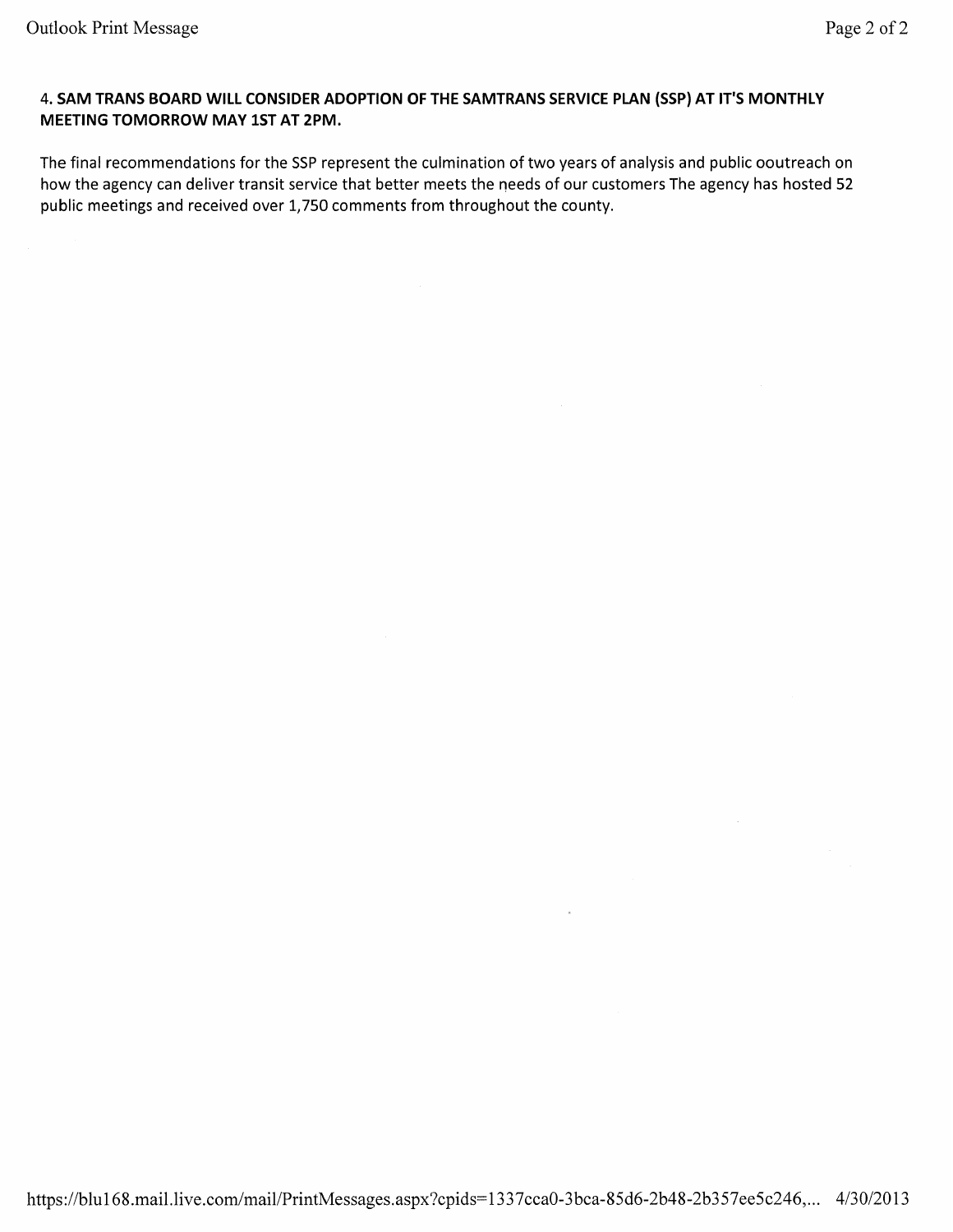**4. SAM TRANS BOARD WILL CONSIDER ADOPTION OF THE SAMTRANS SERVICE PLAN (SSP) AT IT'S MONTHLY MEETING TOMORROW MAY 1ST AT 2PM.**

The final recommendations for the SSP represent the culmination of two years of analysis and public ooutreach on how the agency can deliver transit service that better meets the needs of our customers The agency has hosted 52 public meetings and received over 1,750 comments from throughout the county.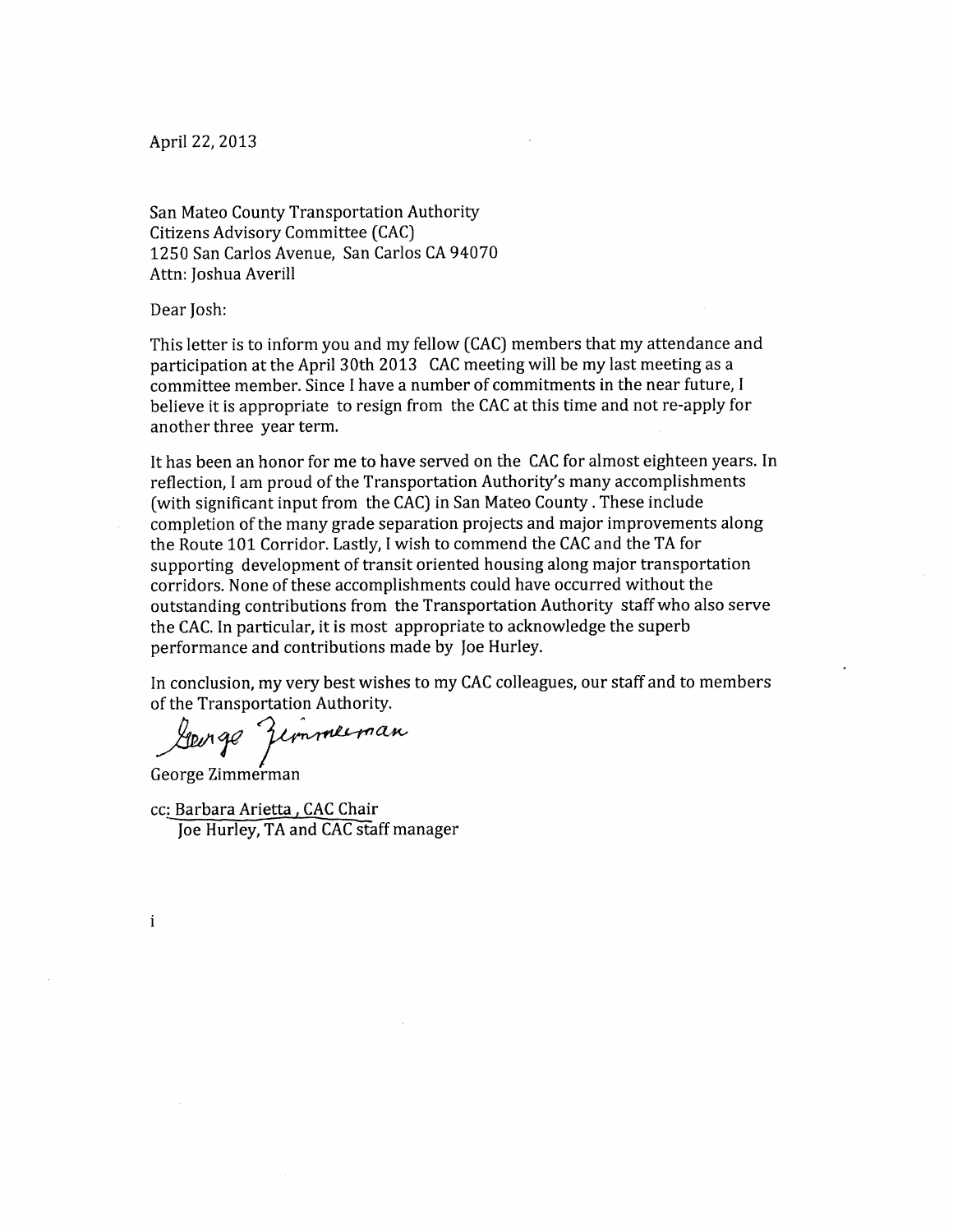April 22, 2013

San Mateo County Transportation Authority
Citizens Advisory Committee (CAC)
1250 San Carlos Avenue, San Carlos CA 94070
Attn: Joshua Averill

Dear Josh:

This letter is to inform you and my fellow (CAC) members that my attendance and participation at the April 30th 2013 CAC meeting will be my last meeting as a committee member. Since I have a number of commitments in the near future, I believe it is appropriate to resign from the CAC at this time and not re-apply for another three year term.

It has been an honor for me to have served on the CAC for almost eighteen years. In reflection, I am proud of the Transportation Authority's many accomplishments (with significant input from the CAC) in San Mateo County. These include completion of the many grade separation projects and major improvements along the Route 101 Corridor. Lastly, I wish to commend the CAC and the TA for supporting development of transit oriented housing along major transportation corridors. None of these accomplishments could have occurred without the outstanding contributions from the Transportation Authority staff who also serve the CAC. In particular, it is most appropriate to acknowledge the superb performance and contributions made by Joe Hurley.

In conclusion, my very best wishes to my CAC colleagues, our staff and to members of the Transportation Authority.

George Zimmerman

George Zimmerman

cc: Barbara Arietta, CAC Chair
Joe Hurley, TA and CAC staff manager

i